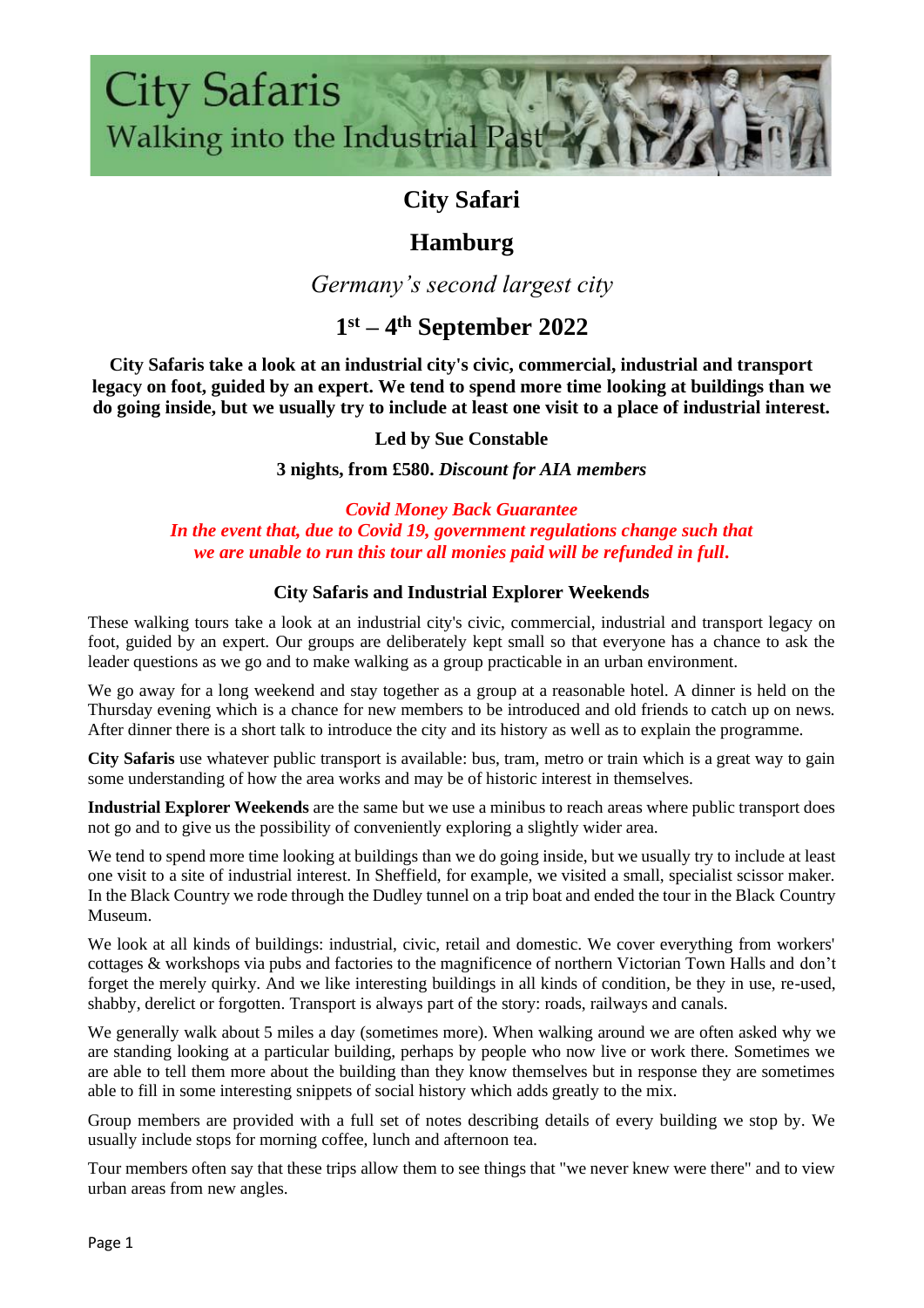City Safaris
Walking into the Industrial Past

# City Safari

# Hamburg

*Germany's second largest city*

## 1st – 4th September 2022

**City Safaris take a look at an industrial city's civic, commercial, industrial and transport legacy on foot, guided by an expert. We tend to spend more time looking at buildings than we do going inside, but we usually try to include at least one visit to a place of industrial interest.**

**Led by Sue Constable**

**3 nights, from £580.** ***Discount for AIA members***

***Covid Money Back Guarantee***
***In the event that, due to Covid 19, government regulations change such that we are unable to run this tour all monies paid will be refunded in full.***

### City Safaris and Industrial Explorer Weekends

These walking tours take a look at an industrial city's civic, commercial, industrial and transport legacy on foot, guided by an expert. Our groups are deliberately kept small so that everyone has a chance to ask the leader questions as we go and to make walking as a group practicable in an urban environment.

We go away for a long weekend and stay together as a group at a reasonable hotel. A dinner is held on the Thursday evening which is a chance for new members to be introduced and old friends to catch up on news. After dinner there is a short talk to introduce the city and its history as well as to explain the programme.

**City Safaris** use whatever public transport is available: bus, tram, metro or train which is a great way to gain some understanding of how the area works and may be of historic interest in themselves.

**Industrial Explorer Weekends** are the same but we use a minibus to reach areas where public transport does not go and to give us the possibility of conveniently exploring a slightly wider area.

We tend to spend more time looking at buildings than we do going inside, but we usually try to include at least one visit to a site of industrial interest. In Sheffield, for example, we visited a small, specialist scissor maker. In the Black Country we rode through the Dudley tunnel on a trip boat and ended the tour in the Black Country Museum.

We look at all kinds of buildings: industrial, civic, retail and domestic. We cover everything from workers' cottages & workshops via pubs and factories to the magnificence of northern Victorian Town Halls and don't forget the merely quirky. And we like interesting buildings in all kinds of condition, be they in use, re-used, shabby, derelict or forgotten. Transport is always part of the story: roads, railways and canals.

We generally walk about 5 miles a day (sometimes more). When walking around we are often asked why we are standing looking at a particular building, perhaps by people who now live or work there. Sometimes we are able to tell them more about the building than they know themselves but in response they are sometimes able to fill in some interesting snippets of social history which adds greatly to the mix.

Group members are provided with a full set of notes describing details of every building we stop by. We usually include stops for morning coffee, lunch and afternoon tea.

Tour members often say that these trips allow them to see things that "we never knew were there" and to view urban areas from new angles.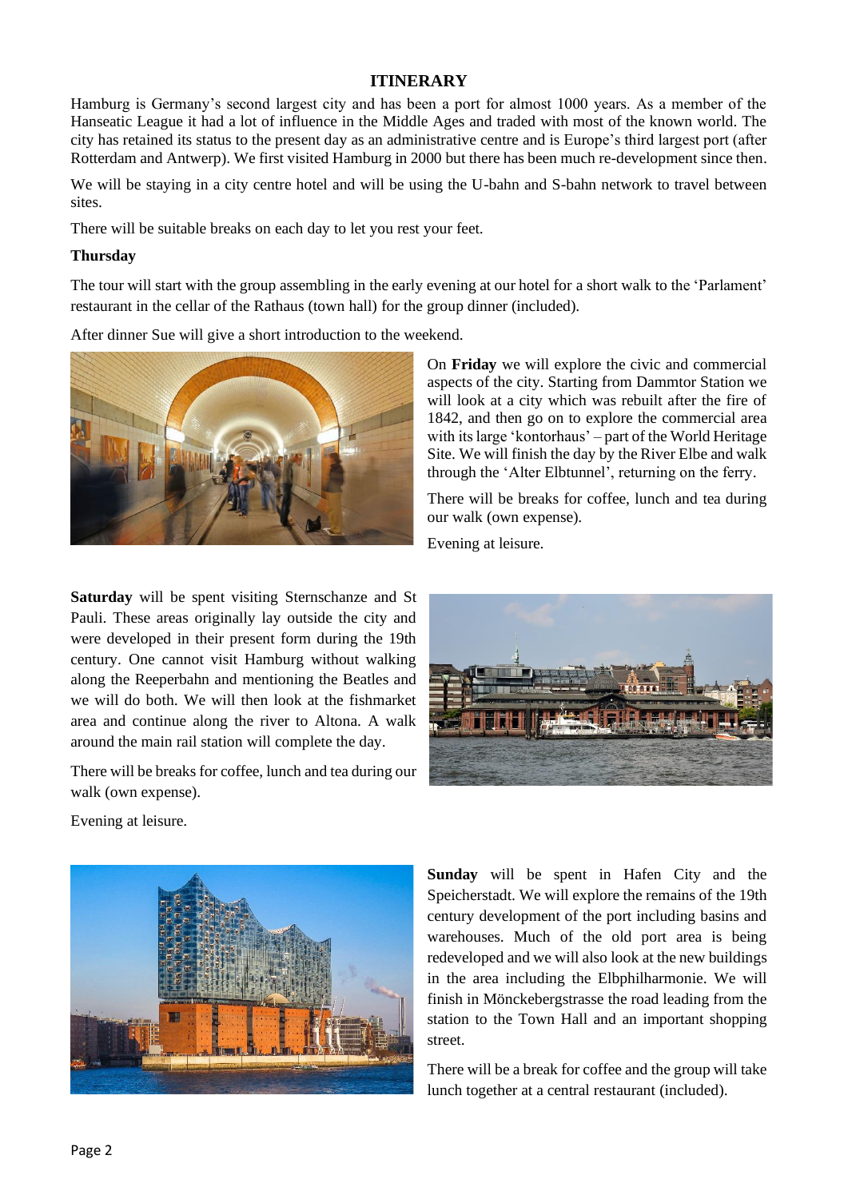# ITINERARY

Hamburg is Germany's second largest city and has been a port for almost 1000 years. As a member of the Hanseatic League it had a lot of influence in the Middle Ages and traded with most of the known world. The city has retained its status to the present day as an administrative centre and is Europe's third largest port (after Rotterdam and Antwerp). We first visited Hamburg in 2000 but there has been much re-development since then.

We will be staying in a city centre hotel and will be using the U-bahn and S-bahn network to travel between sites.

There will be suitable breaks on each day to let you rest your feet.

**Thursday**

The tour will start with the group assembling in the early evening at our hotel for a short walk to the 'Parlament' restaurant in the cellar of the Rathaus (town hall) for the group dinner (included).

After dinner Sue will give a short introduction to the weekend.

On **Friday** we will explore the civic and commercial aspects of the city. Starting from Dammtor Station we will look at a city which was rebuilt after the fire of 1842, and then go on to explore the commercial area with its large 'kontorhaus' – part of the World Heritage Site. We will finish the day by the River Elbe and walk through the 'Alter Elbtunnel', returning on the ferry.

There will be breaks for coffee, lunch and tea during our walk (own expense).

Evening at leisure.

**Saturday** will be spent visiting Sternschanze and St Pauli. These areas originally lay outside the city and were developed in their present form during the 19th century. One cannot visit Hamburg without walking along the Reeperbahn and mentioning the Beatles and we will do both. We will then look at the fishmarket area and continue along the river to Altona. A walk around the main rail station will complete the day.

There will be breaks for coffee, lunch and tea during our walk (own expense).

Evening at leisure.

**Sunday** will be spent in Hafen City and the Speicherstadt. We will explore the remains of the 19th century development of the port including basins and warehouses. Much of the old port area is being redeveloped and we will also look at the new buildings in the area including the Elbphilharmonie. We will finish in Mönckebergstrasse the road leading from the station to the Town Hall and an important shopping street.

There will be a break for coffee and the group will take lunch together at a central restaurant (included).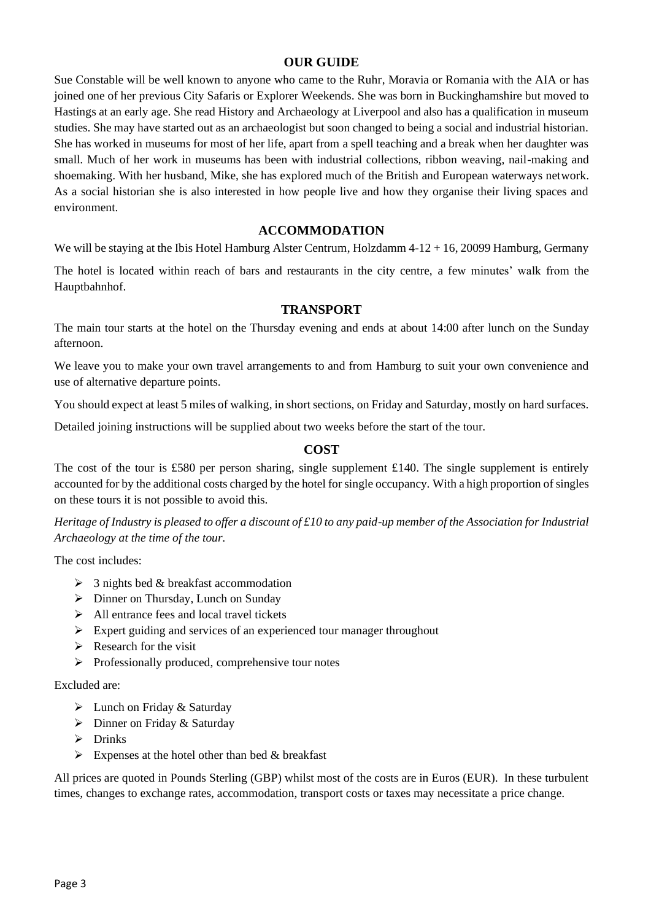## OUR GUIDE

Sue Constable will be well known to anyone who came to the Ruhr, Moravia or Romania with the AIA or has joined one of her previous City Safaris or Explorer Weekends. She was born in Buckinghamshire but moved to Hastings at an early age. She read History and Archaeology at Liverpool and also has a qualification in museum studies. She may have started out as an archaeologist but soon changed to being a social and industrial historian. She has worked in museums for most of her life, apart from a spell teaching and a break when her daughter was small. Much of her work in museums has been with industrial collections, ribbon weaving, nail-making and shoemaking. With her husband, Mike, she has explored much of the British and European waterways network. As a social historian she is also interested in how people live and how they organise their living spaces and environment.

## ACCOMMODATION

We will be staying at the Ibis Hotel Hamburg Alster Centrum, Holzdamm 4-12 + 16, 20099 Hamburg, Germany

The hotel is located within reach of bars and restaurants in the city centre, a few minutes' walk from the Hauptbahnhof.

## TRANSPORT

The main tour starts at the hotel on the Thursday evening and ends at about 14:00 after lunch on the Sunday afternoon.

We leave you to make your own travel arrangements to and from Hamburg to suit your own convenience and use of alternative departure points.

You should expect at least 5 miles of walking, in short sections, on Friday and Saturday, mostly on hard surfaces.

Detailed joining instructions will be supplied about two weeks before the start of the tour.

## COST

The cost of the tour is £580 per person sharing, single supplement £140. The single supplement is entirely accounted for by the additional costs charged by the hotel for single occupancy. With a high proportion of singles on these tours it is not possible to avoid this.

*Heritage of Industry is pleased to offer a discount of £10 to any paid-up member of the Association for Industrial Archaeology at the time of the tour.*

The cost includes:

- 3 nights bed & breakfast accommodation
- Dinner on Thursday, Lunch on Sunday
- All entrance fees and local travel tickets
- Expert guiding and services of an experienced tour manager throughout
- Research for the visit
- Professionally produced, comprehensive tour notes

Excluded are:

- Lunch on Friday & Saturday
- Dinner on Friday & Saturday
- Drinks
- Expenses at the hotel other than bed & breakfast

All prices are quoted in Pounds Sterling (GBP) whilst most of the costs are in Euros (EUR). In these turbulent times, changes to exchange rates, accommodation, transport costs or taxes may necessitate a price change.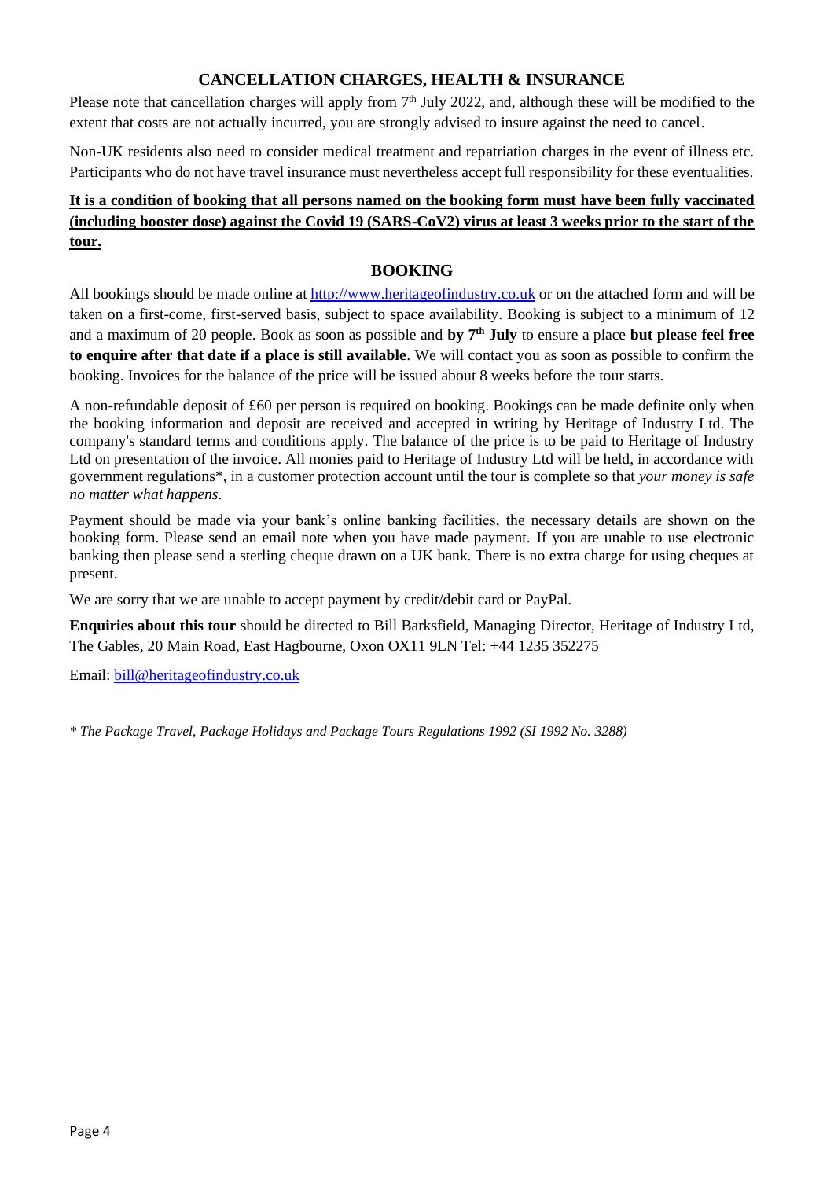## CANCELLATION CHARGES, HEALTH & INSURANCE

Please note that cancellation charges will apply from 7th July 2022, and, although these will be modified to the extent that costs are not actually incurred, you are strongly advised to insure against the need to cancel.

Non-UK residents also need to consider medical treatment and repatriation charges in the event of illness etc. Participants who do not have travel insurance must nevertheless accept full responsibility for these eventualities.

**It is a condition of booking that all persons named on the booking form must have been fully vaccinated (including booster dose) against the Covid 19 (SARS-CoV2) virus at least 3 weeks prior to the start of the tour.**

## BOOKING

All bookings should be made online at http://www.heritageofindustry.co.uk or on the attached form and will be taken on a first-come, first-served basis, subject to space availability. Booking is subject to a minimum of 12 and a maximum of 20 people. Book as soon as possible and **by 7th July** to ensure a place **but please feel free to enquire after that date if a place is still available**. We will contact you as soon as possible to confirm the booking. Invoices for the balance of the price will be issued about 8 weeks before the tour starts.

A non-refundable deposit of £60 per person is required on booking. Bookings can be made definite only when the booking information and deposit are received and accepted in writing by Heritage of Industry Ltd. The company's standard terms and conditions apply. The balance of the price is to be paid to Heritage of Industry Ltd on presentation of the invoice. All monies paid to Heritage of Industry Ltd will be held, in accordance with government regulations*, in a customer protection account until the tour is complete so that *your money is safe no matter what happens*.

Payment should be made via your bank's online banking facilities, the necessary details are shown on the booking form. Please send an email note when you have made payment. If you are unable to use electronic banking then please send a sterling cheque drawn on a UK bank. There is no extra charge for using cheques at present.

We are sorry that we are unable to accept payment by credit/debit card or PayPal.

**Enquiries about this tour** should be directed to Bill Barksfield, Managing Director, Heritage of Industry Ltd, The Gables, 20 Main Road, East Hagbourne, Oxon OX11 9LN Tel: +44 1235 352275

Email: bill@heritageofindustry.co.uk

*\* The Package Travel, Package Holidays and Package Tours Regulations 1992 (SI 1992 No. 3288)*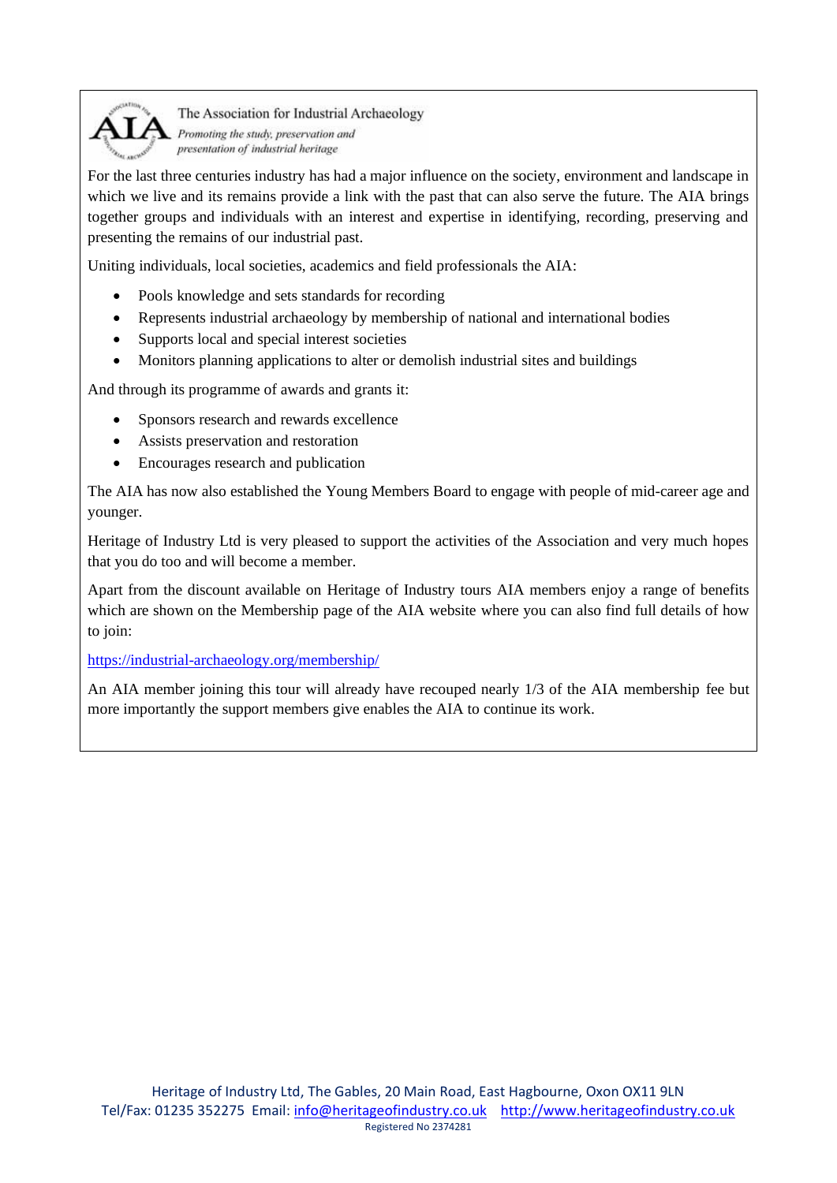The Association for Industrial Archaeology

*Promoting the study, preservation and presentation of industrial heritage*

For the last three centuries industry has had a major influence on the society, environment and landscape in which we live and its remains provide a link with the past that can also serve the future. The AIA brings together groups and individuals with an interest and expertise in identifying, recording, preserving and presenting the remains of our industrial past.

Uniting individuals, local societies, academics and field professionals the AIA:

- Pools knowledge and sets standards for recording
- Represents industrial archaeology by membership of national and international bodies
- Supports local and special interest societies
- Monitors planning applications to alter or demolish industrial sites and buildings

And through its programme of awards and grants it:

- Sponsors research and rewards excellence
- Assists preservation and restoration
- Encourages research and publication

The AIA has now also established the Young Members Board to engage with people of mid-career age and younger.

Heritage of Industry Ltd is very pleased to support the activities of the Association and very much hopes that you do too and will become a member.

Apart from the discount available on Heritage of Industry tours AIA members enjoy a range of benefits which are shown on the Membership page of the AIA website where you can also find full details of how to join:

https://industrial-archaeology.org/membership/

An AIA member joining this tour will already have recouped nearly 1/3 of the AIA membership fee but more importantly the support members give enables the AIA to continue its work.

Heritage of Industry Ltd, The Gables, 20 Main Road, East Hagbourne, Oxon OX11 9LN
Tel/Fax: 01235 352275 Email: info@heritageofindustry.co.uk http://www.heritageofindustry.co.uk
Registered No 2374281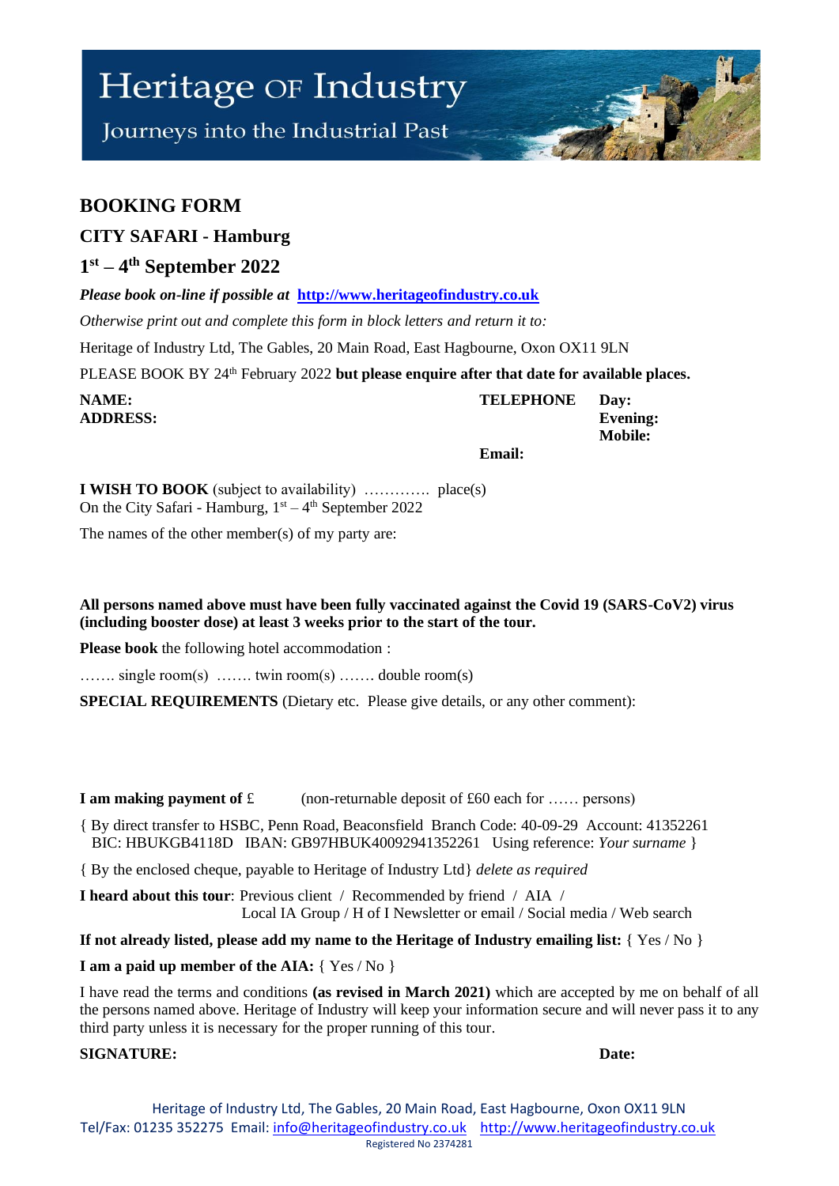# Heritage of Industry

Journeys into the Industrial Past

## BOOKING FORM

### CITY SAFARI - Hamburg

### 1st – 4th September 2022

***Please book on-line if possible at*** **[http://www.heritageofindustry.co.uk](http://www.heritageofindustry.co.uk)**

*Otherwise print out and complete this form in block letters and return it to:*

Heritage of Industry Ltd, The Gables, 20 Main Road, East Hagbourne, Oxon OX11 9LN

PLEASE BOOK BY 24th February 2022 **but please enquire after that date for available places.**

**NAME:** 
**ADDRESS:**

**TELEPHONE** **Day:** 
**Evening:** 
**Mobile:**

**Email:**

**I WISH TO BOOK** (subject to availability) …………. place(s) 
On the City Safari - Hamburg, 1st – 4th September 2022

The names of the other member(s) of my party are:

**All persons named above must have been fully vaccinated against the Covid 19 (SARS-CoV2) virus (including booster dose) at least 3 weeks prior to the start of the tour.**

**Please book** the following hotel accommodation :

……. single room(s) ……. twin room(s) ……. double room(s)

**SPECIAL REQUIREMENTS** (Dietary etc. Please give details, or any other comment):

**I am making payment of** £ (non-returnable deposit of £60 each for …… persons)

{ By direct transfer to HSBC, Penn Road, Beaconsfield Branch Code: 40-09-29 Account: 41352261 
BIC: HBUKGB4118D IBAN: GB97HBUK40092941352261 Using reference: *Your surname* }

{ By the enclosed cheque, payable to Heritage of Industry Ltd} *delete as required*

**I heard about this tour**: Previous client / Recommended by friend / AIA / 
Local IA Group / H of I Newsletter or email / Social media / Web search

**If not already listed, please add my name to the Heritage of Industry emailing list:** { Yes / No }

**I am a paid up member of the AIA:** { Yes / No }

I have read the terms and conditions **(as revised in March 2021)** which are accepted by me on behalf of all the persons named above. Heritage of Industry will keep your information secure and will never pass it to any third party unless it is necessary for the proper running of this tour.

**SIGNATURE:** **Date:**

Heritage of Industry Ltd, The Gables, 20 Main Road, East Hagbourne, Oxon OX11 9LN 
Tel/Fax: 01235 352275 Email: [info@heritageofindustry.co.uk](mailto:info@heritageofindustry.co.uk) [http://www.heritageofindustry.co.uk](http://www.heritageofindustry.co.uk) 
Registered No 2374281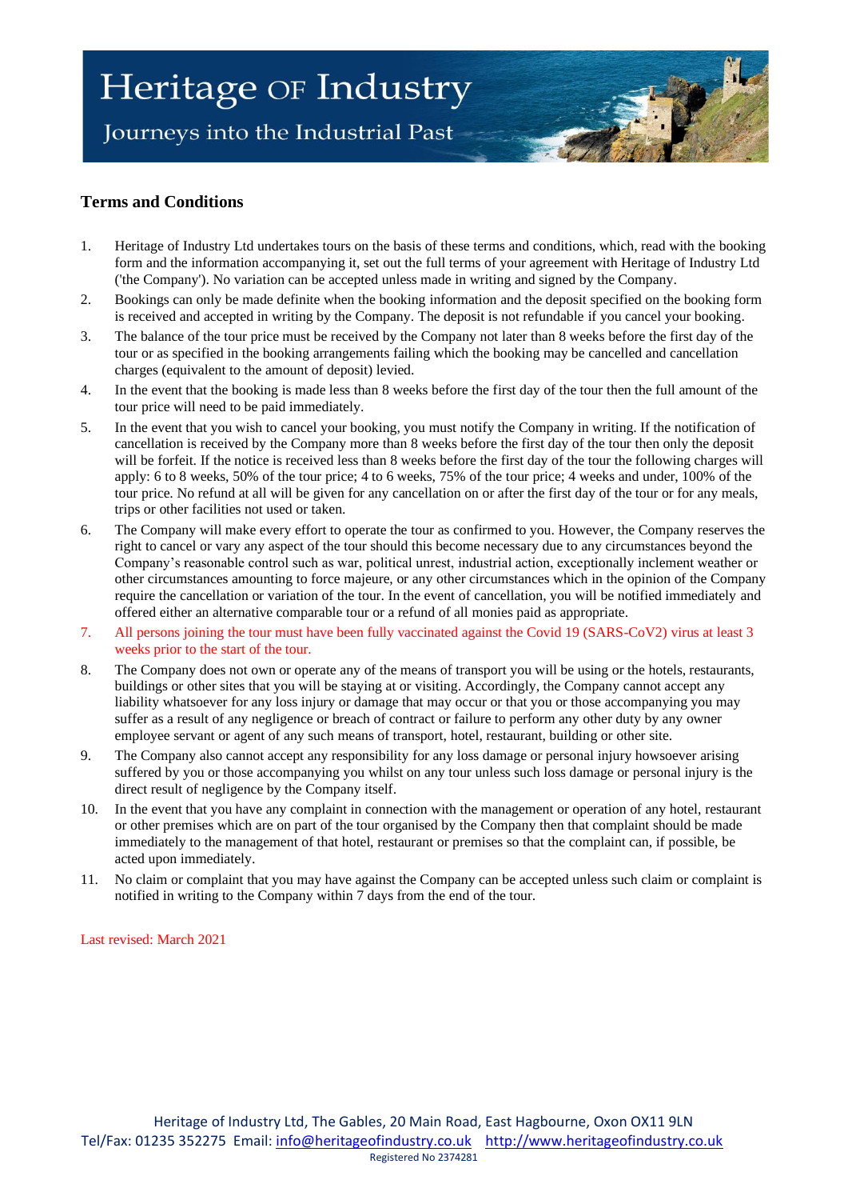# Heritage of Industry

Journeys into the Industrial Past

## Terms and Conditions

1. Heritage of Industry Ltd undertakes tours on the basis of these terms and conditions, which, read with the booking form and the information accompanying it, set out the full terms of your agreement with Heritage of Industry Ltd ('the Company'). No variation can be accepted unless made in writing and signed by the Company.
2. Bookings can only be made definite when the booking information and the deposit specified on the booking form is received and accepted in writing by the Company. The deposit is not refundable if you cancel your booking.
3. The balance of the tour price must be received by the Company not later than 8 weeks before the first day of the tour or as specified in the booking arrangements failing which the booking may be cancelled and cancellation charges (equivalent to the amount of deposit) levied.
4. In the event that the booking is made less than 8 weeks before the first day of the tour then the full amount of the tour price will need to be paid immediately.
5. In the event that you wish to cancel your booking, you must notify the Company in writing. If the notification of cancellation is received by the Company more than 8 weeks before the first day of the tour then only the deposit will be forfeit. If the notice is received less than 8 weeks before the first day of the tour the following charges will apply: 6 to 8 weeks, 50% of the tour price; 4 to 6 weeks, 75% of the tour price; 4 weeks and under, 100% of the tour price. No refund at all will be given for any cancellation on or after the first day of the tour or for any meals, trips or other facilities not used or taken.
6. The Company will make every effort to operate the tour as confirmed to you. However, the Company reserves the right to cancel or vary any aspect of the tour should this become necessary due to any circumstances beyond the Company's reasonable control such as war, political unrest, industrial action, exceptionally inclement weather or other circumstances amounting to force majeure, or any other circumstances which in the opinion of the Company require the cancellation or variation of the tour. In the event of cancellation, you will be notified immediately and offered either an alternative comparable tour or a refund of all monies paid as appropriate.
7. All persons joining the tour must have been fully vaccinated against the Covid 19 (SARS-CoV2) virus at least 3 weeks prior to the start of the tour.
8. The Company does not own or operate any of the means of transport you will be using or the hotels, restaurants, buildings or other sites that you will be staying at or visiting. Accordingly, the Company cannot accept any liability whatsoever for any loss injury or damage that may occur or that you or those accompanying you may suffer as a result of any negligence or breach of contract or failure to perform any other duty by any owner employee servant or agent of any such means of transport, hotel, restaurant, building or other site.
9. The Company also cannot accept any responsibility for any loss damage or personal injury howsoever arising suffered by you or those accompanying you whilst on any tour unless such loss damage or personal injury is the direct result of negligence by the Company itself.
10. In the event that you have any complaint in connection with the management or operation of any hotel, restaurant or other premises which are on part of the tour organised by the Company then that complaint should be made immediately to the management of that hotel, restaurant or premises so that the complaint can, if possible, be acted upon immediately.
11. No claim or complaint that you may have against the Company can be accepted unless such claim or complaint is notified in writing to the Company within 7 days from the end of the tour.

Last revised: March 2021

Heritage of Industry Ltd, The Gables, 20 Main Road, East Hagbourne, Oxon OX11 9LN
Tel/Fax: 01235 352275 Email: info@heritageofindustry.co.uk http://www.heritageofindustry.co.uk
Registered No 2374281